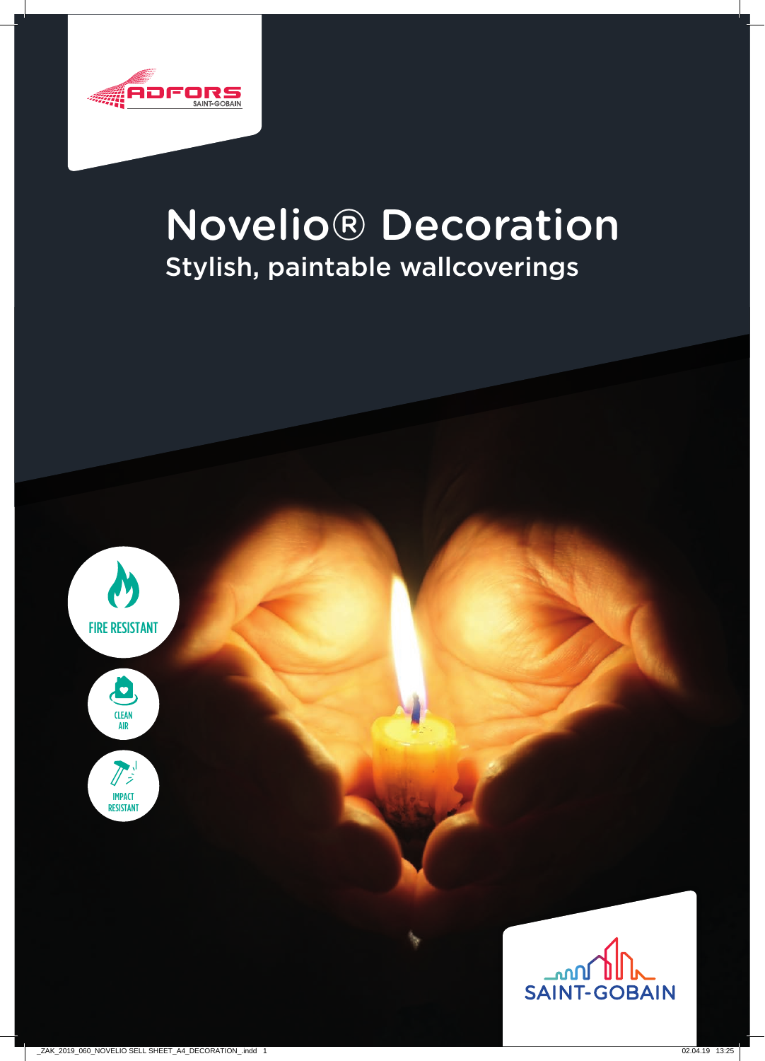# Novelio® Decoration

## Stylish, paintable wallcoverings

FIRE RESISTANT

CLEAN AIR

IMPACT RESISTANT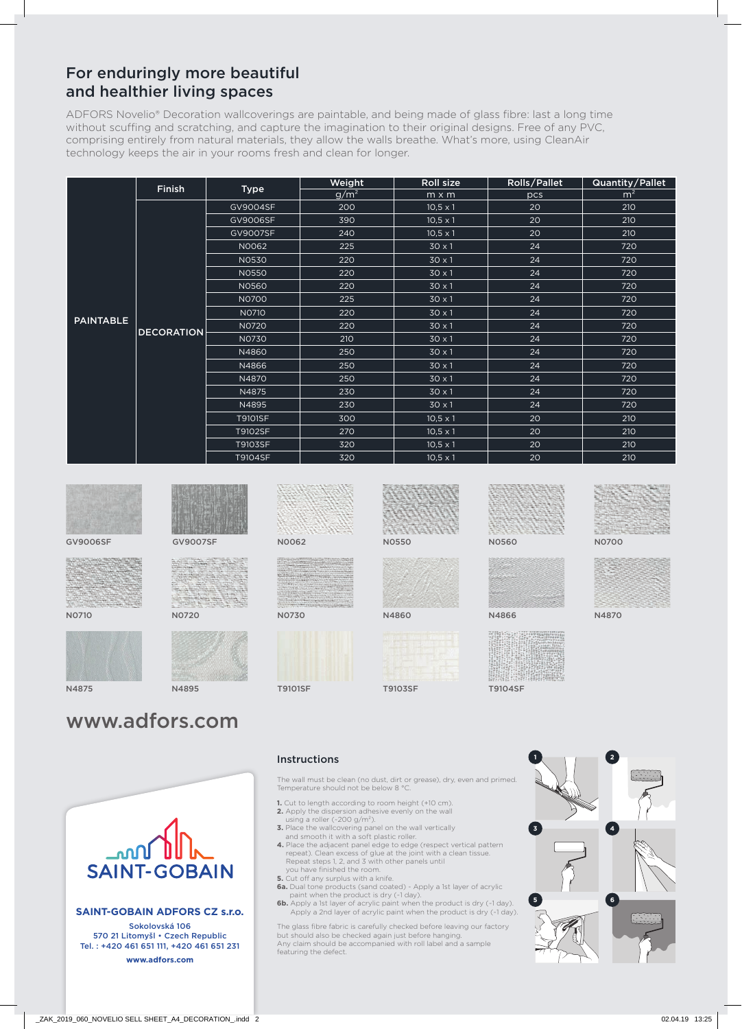## For enduringly more beautiful and healthier living spaces

ADFORS Novelio® Decoration wallcoverings are paintable, and being made of glass fibre: last a long time without scuffing and scratching, and capture the imagination to their original designs. Free of any PVC, comprising entirely from natural materials, they allow the walls breathe. What's more, using CleanAir technology keeps the air in your rooms fresh and clean for longer.

| | Finish | Type | Weight g/m² | Roll size m x m | Rolls/Pallet pcs | Quantity/Pallet m² |
|---|---|---|---|---|---|---|
| PAINTABLE | DECORATION | GV9004SF | 200 | 10,5 x 1 | 20 | 210 |
| | | GV9006SF | 390 | 10,5 x 1 | 20 | 210 |
| | | GV9007SF | 240 | 10,5 x 1 | 20 | 210 |
| | | N0062 | 225 | 30 x 1 | 24 | 720 |
| | | N0530 | 220 | 30 x 1 | 24 | 720 |
| | | N0550 | 220 | 30 x 1 | 24 | 720 |
| | | N0560 | 220 | 30 x 1 | 24 | 720 |
| | | N0700 | 225 | 30 x 1 | 24 | 720 |
| | | N0710 | 220 | 30 x 1 | 24 | 720 |
| | | N0720 | 220 | 30 x 1 | 24 | 720 |
| | | N0730 | 210 | 30 x 1 | 24 | 720 |
| | | N4860 | 250 | 30 x 1 | 24 | 720 |
| | | N4866 | 250 | 30 x 1 | 24 | 720 |
| | | N4870 | 250 | 30 x 1 | 24 | 720 |
| | | N4875 | 230 | 30 x 1 | 24 | 720 |
| | | N4895 | 230 | 30 x 1 | 24 | 720 |
| | | T9101SF | 300 | 10,5 x 1 | 20 | 210 |
| | | T9102SF | 270 | 10,5 x 1 | 20 | 210 |
| | | T9103SF | 320 | 10,5 x 1 | 20 | 210 |
| | | T9104SF | 320 | 10,5 x 1 | 20 | 210 |

GV9006SF GV9007SF N0062 N0550 N0560 N0700

N0710 N0720 N0730 N4860 N4866 N4870

N4875 N4895 T9101SF T9103SF T9104SF

## www.adfors.com

SAINT-GOBAIN

**SAINT-GOBAIN ADFORS CZ s.r.o.**

Sokolovská 106
570 21 Litomyšl • Czech Republic
Tel. : +420 461 651 111, +420 461 651 231

**www.adfors.com**

### Instructions

The wall must be clean (no dust, dirt or grease), dry, even and primed. Temperature should not be below 8 °C.

1. Cut to length according to room height (+10 cm).
2. Apply the dispersion adhesive evenly on the wall using a roller (~200 g/m²).
3. Place the wallcovering panel on the wall vertically and smooth it with a soft plastic roller.
4. Place the adjacent panel edge to edge (respect vertical pattern repeat). Clean excess of glue at the joint with a clean tissue. Repeat steps 1, 2, and 3 with other panels until you have finished the room.
5. Cut off any surplus with a knife.

**6a.** Dual tone products (sand coated) - Apply a 1st layer of acrylic paint when the product is dry (~1 day).

**6b.** Apply a 1st layer of acrylic paint when the product is dry (~1 day). Apply a 2nd layer of acrylic paint when the product is dry (~1 day).

The glass fibre fabric is carefully checked before leaving our factory but should also be checked again just before hanging. Any claim should be accompanied with roll label and a sample featuring the defect.

1 2 3 4 5 6